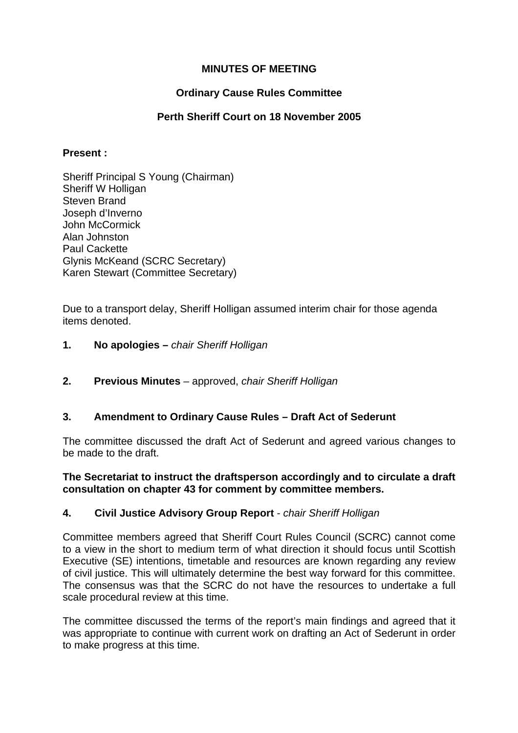**MINUTES OF MEETING**

**Ordinary Cause Rules Committee**

**Perth Sheriff Court on 18 November 2005**

**Present :**

Sheriff Principal S Young (Chairman)
Sheriff W Holligan
Steven Brand
Joseph d'Inverno
John McCormick
Alan Johnston
Paul Cackette
Glynis McKeand (SCRC Secretary)
Karen Stewart (Committee Secretary)

Due to a transport delay, Sheriff Holligan assumed interim chair for those agenda items denoted.

1. **No apologies –** *chair Sheriff Holligan*

2. **Previous Minutes** – approved, *chair Sheriff Holligan*

3. **Amendment to Ordinary Cause Rules – Draft Act of Sederunt**

The committee discussed the draft Act of Sederunt and agreed various changes to be made to the draft.

**The Secretariat to instruct the draftsperson accordingly and to circulate a draft consultation on chapter 43 for comment by committee members.**

4. **Civil Justice Advisory Group Report** - *chair Sheriff Holligan*

Committee members agreed that Sheriff Court Rules Council (SCRC) cannot come to a view in the short to medium term of what direction it should focus until Scottish Executive (SE) intentions, timetable and resources are known regarding any review of civil justice. This will ultimately determine the best way forward for this committee. The consensus was that the SCRC do not have the resources to undertake a full scale procedural review at this time.

The committee discussed the terms of the report's main findings and agreed that it was appropriate to continue with current work on drafting an Act of Sederunt in order to make progress at this time.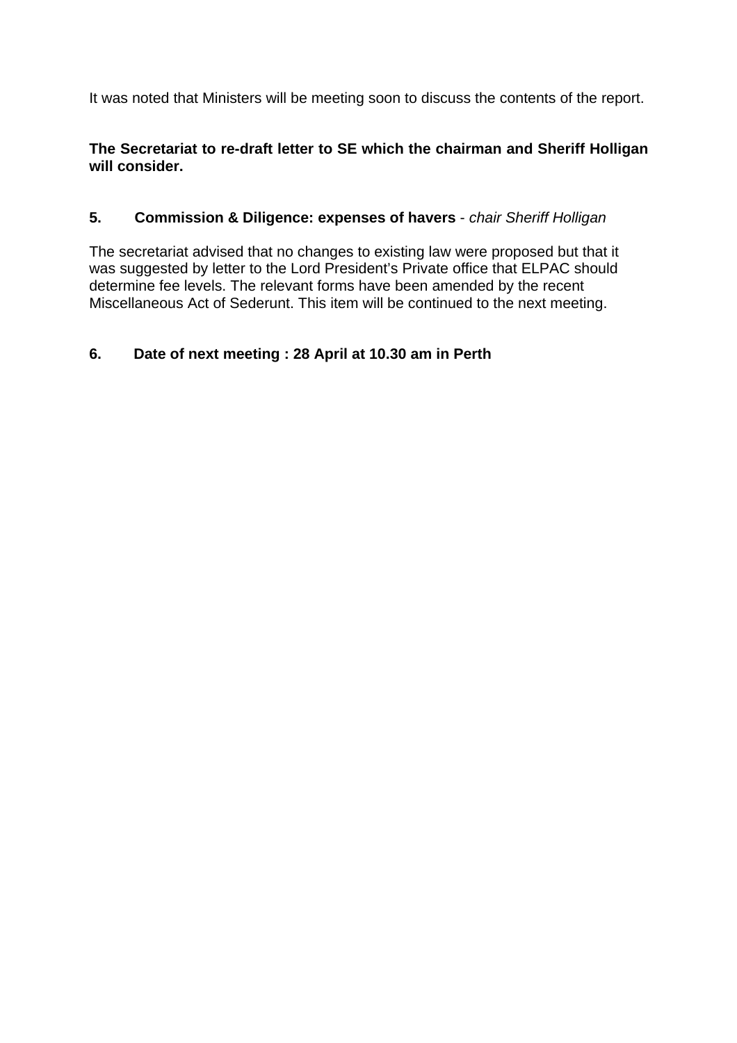It was noted that Ministers will be meeting soon to discuss the contents of the report.

**The Secretariat to re-draft letter to SE which the chairman and Sheriff Holligan will consider.**

**5. Commission & Diligence: expenses of havers** - *chair Sheriff Holligan*

The secretariat advised that no changes to existing law were proposed but that it was suggested by letter to the Lord President's Private office that ELPAC should determine fee levels. The relevant forms have been amended by the recent Miscellaneous Act of Sederunt. This item will be continued to the next meeting.

**6. Date of next meeting : 28 April at 10.30 am in Perth**